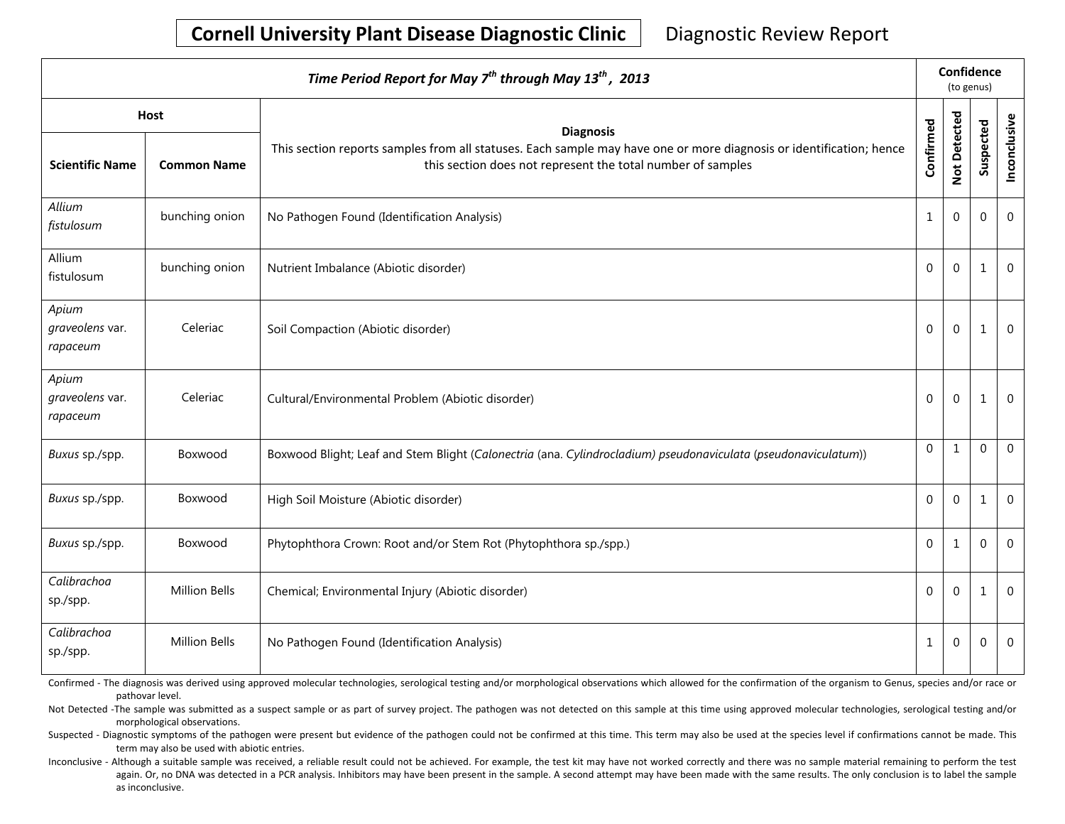# Cornell University Plant Disease Diagnostic Clinic

Diagnostic Review Report

| *Time Period Report for May 7th through May 13th, 2013* | | | Confidence (to genus) | | | |
|---|---|---|---|---|---|---|
| Host | | Diagnosis<br>This section reports samples from all statuses. Each sample may have one or more diagnosis or identification; hence this section does not represent the total number of samples | | | | |
| **Scientific Name** | **Common Name** | | **Confirmed** | **Not Detected** | **Suspected** | **Inconclusive** |
| *Allium fistulosum* | bunching onion | No Pathogen Found (Identification Analysis) | 1 | 0 | 0 | 0 |
| Allium fistulosum | bunching onion | Nutrient Imbalance (Abiotic disorder) | 0 | 0 | 1 | 0 |
| *Apium graveolens* var. *rapaceum* | Celeriac | Soil Compaction (Abiotic disorder) | 0 | 0 | 1 | 0 |
| *Apium graveolens* var. *rapaceum* | Celeriac | Cultural/Environmental Problem (Abiotic disorder) | 0 | 0 | 1 | 0 |
| *Buxus* sp./spp. | Boxwood | Boxwood Blight; Leaf and Stem Blight (*Calonectria* (ana. *Cylindrocladium) pseudonaviculata* (*pseudonaviculatum*)) | 0 | 1 | 0 | 0 |
| *Buxus* sp./spp. | Boxwood | High Soil Moisture (Abiotic disorder) | 0 | 0 | 1 | 0 |
| *Buxus* sp./spp. | Boxwood | Phytophthora Crown: Root and/or Stem Rot (Phytophthora sp./spp.) | 0 | 1 | 0 | 0 |
| *Calibrachoa* sp./spp. | Million Bells | Chemical; Environmental Injury (Abiotic disorder) | 0 | 0 | 1 | 0 |
| *Calibrachoa* sp./spp. | Million Bells | No Pathogen Found (Identification Analysis) | 1 | 0 | 0 | 0 |

Confirmed - The diagnosis was derived using approved molecular technologies, serological testing and/or morphological observations which allowed for the confirmation of the organism to Genus, species and/or race or pathovar level.

Not Detected -The sample was submitted as a suspect sample or as part of survey project. The pathogen was not detected on this sample at this time using approved molecular technologies, serological testing and/or morphological observations.

Suspected - Diagnostic symptoms of the pathogen were present but evidence of the pathogen could not be confirmed at this time. This term may also be used at the species level if confirmations cannot be made. This term may also be used with abiotic entries.

Inconclusive - Although a suitable sample was received, a reliable result could not be achieved. For example, the test kit may have not worked correctly and there was no sample material remaining to perform the test again. Or, no DNA was detected in a PCR analysis. Inhibitors may have been present in the sample. A second attempt may have been made with the same results. The only conclusion is to label the sample as inconclusive.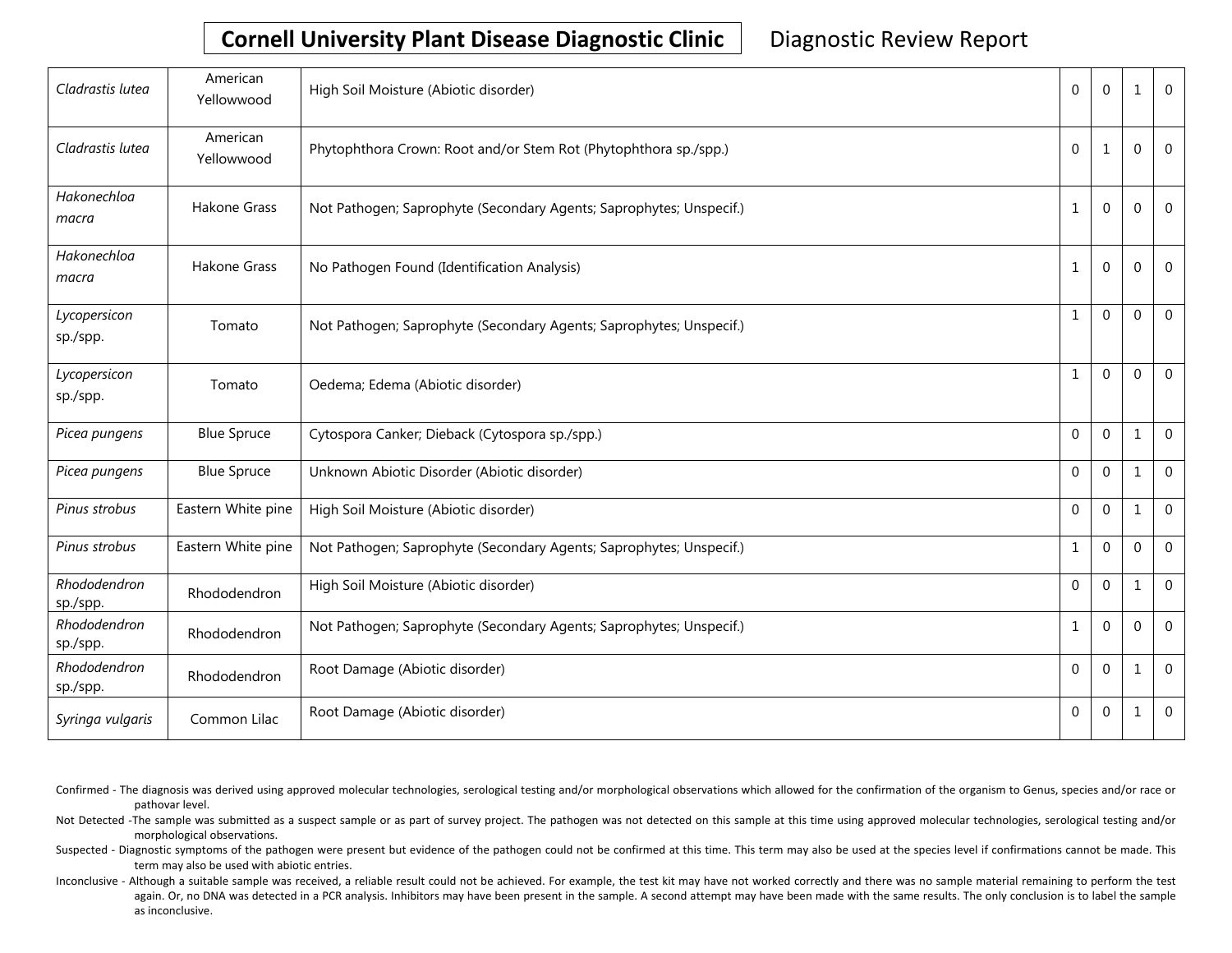| | | | | | | |
|---|---|---|---|---|---|---|
| *Cladrastis lutea* | American Yellowwood | High Soil Moisture (Abiotic disorder) | 0 | 0 | 1 | 0 |
| *Cladrastis lutea* | American Yellowwood | Phytophthora Crown: Root and/or Stem Rot (Phytophthora sp./spp.) | 0 | 1 | 0 | 0 |
| *Hakonechloa macra* | Hakone Grass | Not Pathogen; Saprophyte (Secondary Agents; Saprophytes; Unspecif.) | 1 | 0 | 0 | 0 |
| *Hakonechloa macra* | Hakone Grass | No Pathogen Found (Identification Analysis) | 1 | 0 | 0 | 0 |
| *Lycopersicon sp./spp.* | Tomato | Not Pathogen; Saprophyte (Secondary Agents; Saprophytes; Unspecif.) | 1 | 0 | 0 | 0 |
| *Lycopersicon sp./spp.* | Tomato | Oedema; Edema (Abiotic disorder) | 1 | 0 | 0 | 0 |
| *Picea pungens* | Blue Spruce | Cytospora Canker; Dieback (Cytospora sp./spp.) | 0 | 0 | 1 | 0 |
| *Picea pungens* | Blue Spruce | Unknown Abiotic Disorder (Abiotic disorder) | 0 | 0 | 1 | 0 |
| *Pinus strobus* | Eastern White pine | High Soil Moisture (Abiotic disorder) | 0 | 0 | 1 | 0 |
| *Pinus strobus* | Eastern White pine | Not Pathogen; Saprophyte (Secondary Agents; Saprophytes; Unspecif.) | 1 | 0 | 0 | 0 |
| *Rhododendron sp./spp.* | Rhododendron | High Soil Moisture (Abiotic disorder) | 0 | 0 | 1 | 0 |
| *Rhododendron sp./spp.* | Rhododendron | Not Pathogen; Saprophyte (Secondary Agents; Saprophytes; Unspecif.) | 1 | 0 | 0 | 0 |
| *Rhododendron sp./spp.* | Rhododendron | Root Damage (Abiotic disorder) | 0 | 0 | 1 | 0 |
| *Syringa vulgaris* | Common Lilac | Root Damage (Abiotic disorder) | 0 | 0 | 1 | 0 |

Confirmed - The diagnosis was derived using approved molecular technologies, serological testing and/or morphological observations which allowed for the confirmation of the organism to Genus, species and/or race or pathovar level.

Not Detected -The sample was submitted as a suspect sample or as part of survey project. The pathogen was not detected on this sample at this time using approved molecular technologies, serological testing and/or morphological observations.

Suspected - Diagnostic symptoms of the pathogen were present but evidence of the pathogen could not be confirmed at this time. This term may also be used at the species level if confirmations cannot be made. This term may also be used with abiotic entries.

Inconclusive - Although a suitable sample was received, a reliable result could not be achieved. For example, the test kit may have not worked correctly and there was no sample material remaining to perform the test again. Or, no DNA was detected in a PCR analysis. Inhibitors may have been present in the sample. A second attempt may have been made with the same results. The only conclusion is to label the sample as inconclusive.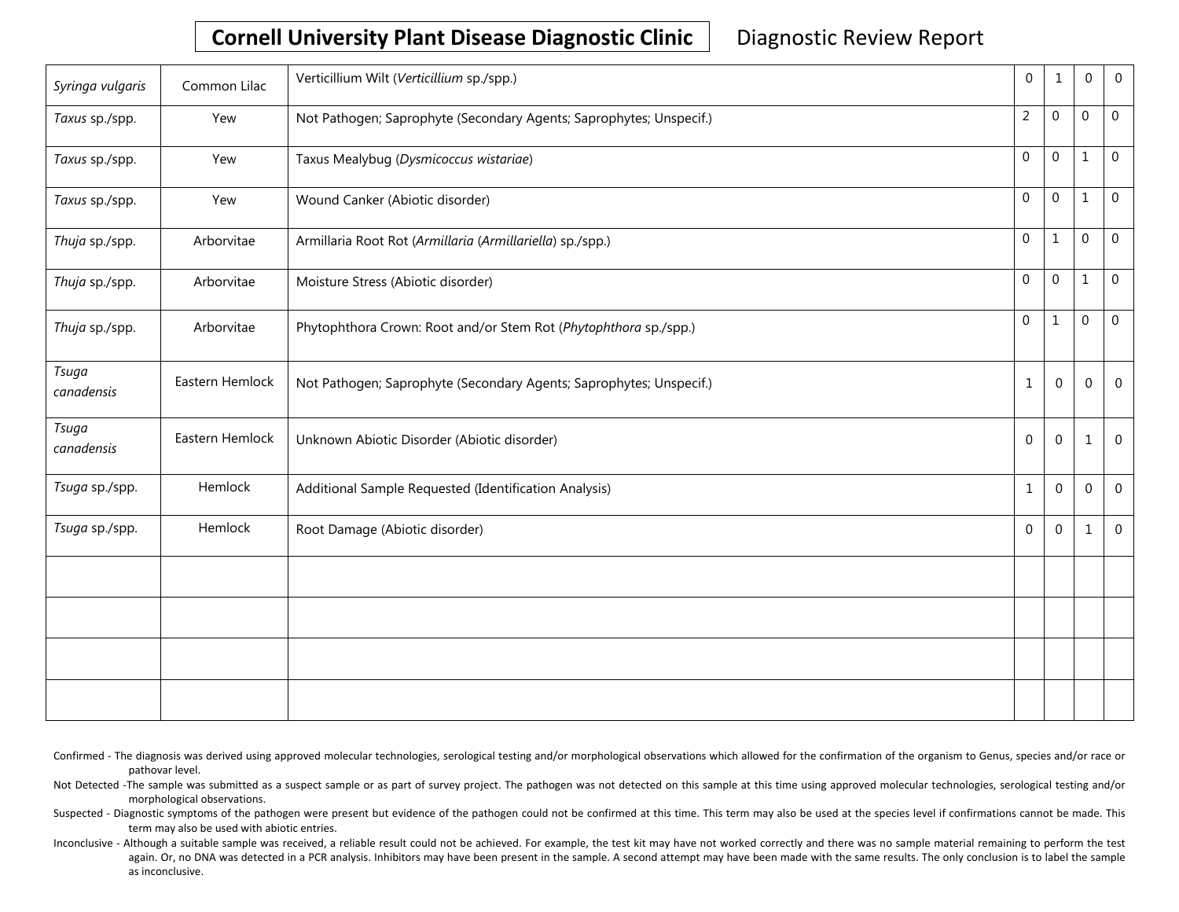# Cornell University Plant Disease Diagnostic Clinic

Diagnostic Review Report

| | | | | | | |
|---|---|---|---|---|---|---|
| *Syringa vulgaris* | Common Lilac | Verticillium Wilt (*Verticillium* sp./spp.) | 0 | 1 | 0 | 0 |
| *Taxus* sp./spp. | Yew | Not Pathogen; Saprophyte (Secondary Agents; Saprophytes; Unspecif.) | 2 | 0 | 0 | 0 |
| *Taxus* sp./spp. | Yew | Taxus Mealybug (*Dysmicoccus wistariae*) | 0 | 0 | 1 | 0 |
| *Taxus* sp./spp. | Yew | Wound Canker (Abiotic disorder) | 0 | 0 | 1 | 0 |
| *Thuja* sp./spp. | Arborvitae | Armillaria Root Rot (*Armillaria* (*Armillariella*) sp./spp.) | 0 | 1 | 0 | 0 |
| *Thuja* sp./spp. | Arborvitae | Moisture Stress (Abiotic disorder) | 0 | 0 | 1 | 0 |
| *Thuja* sp./spp. | Arborvitae | Phytophthora Crown: Root and/or Stem Rot (*Phytophthora* sp./spp.) | 0 | 1 | 0 | 0 |
| *Tsuga canadensis* | Eastern Hemlock | Not Pathogen; Saprophyte (Secondary Agents; Saprophytes; Unspecif.) | 1 | 0 | 0 | 0 |
| *Tsuga canadensis* | Eastern Hemlock | Unknown Abiotic Disorder (Abiotic disorder) | 0 | 0 | 1 | 0 |
| *Tsuga* sp./spp. | Hemlock | Additional Sample Requested (Identification Analysis) | 1 | 0 | 0 | 0 |
| *Tsuga* sp./spp. | Hemlock | Root Damage (Abiotic disorder) | 0 | 0 | 1 | 0 |
| | | | | | | |
| | | | | | | |
| | | | | | | |
| | | | | | | |

Confirmed - The diagnosis was derived using approved molecular technologies, serological testing and/or morphological observations which allowed for the confirmation of the organism to Genus, species and/or race or pathovar level.

Not Detected -The sample was submitted as a suspect sample or as part of survey project. The pathogen was not detected on this sample at this time using approved molecular technologies, serological testing and/or morphological observations.

Suspected - Diagnostic symptoms of the pathogen were present but evidence of the pathogen could not be confirmed at this time. This term may also be used at the species level if confirmations cannot be made. This term may also be used with abiotic entries.

Inconclusive - Although a suitable sample was received, a reliable result could not be achieved. For example, the test kit may have not worked correctly and there was no sample material remaining to perform the test again. Or, no DNA was detected in a PCR analysis. Inhibitors may have been present in the sample. A second attempt may have been made with the same results. The only conclusion is to label the sample as inconclusive.